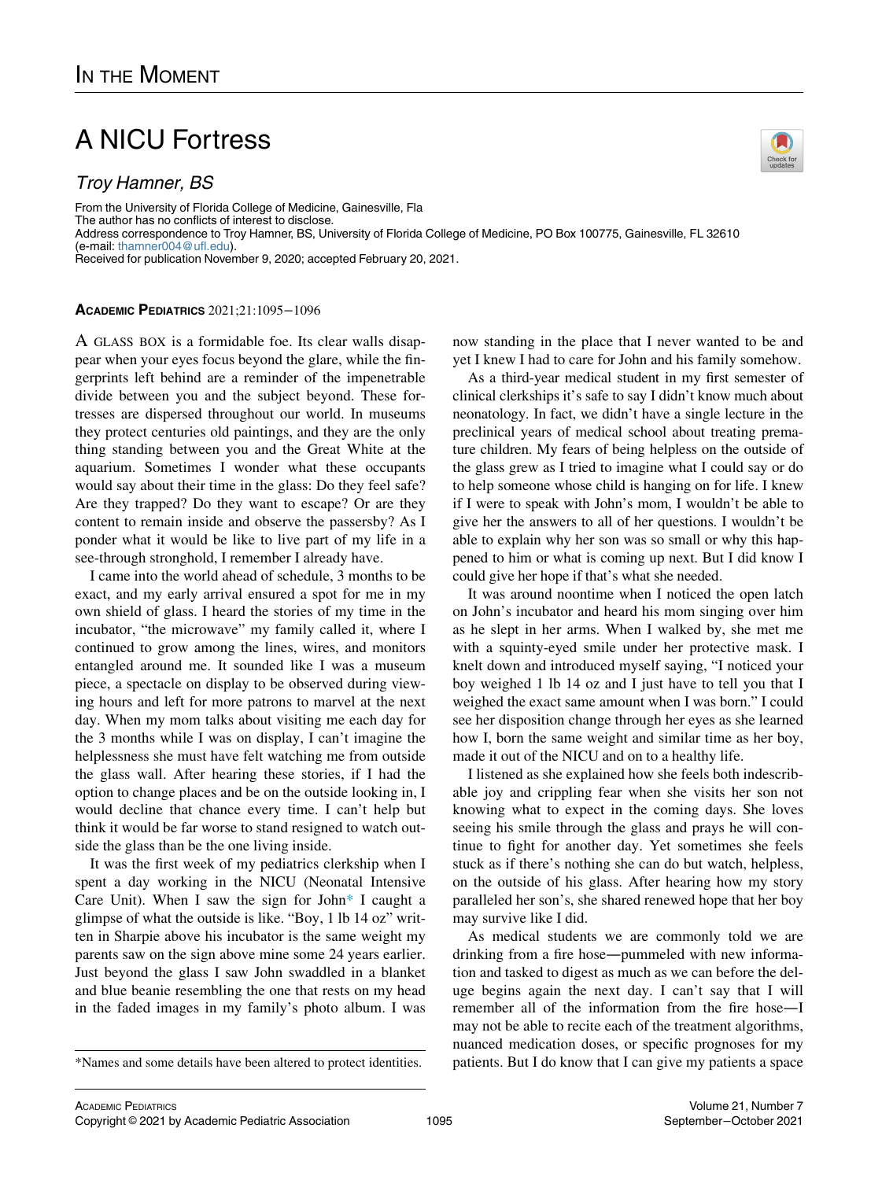IN THE MOMENT

# A NICU Fortress

*Troy Hamner, BS*

From the University of Florida College of Medicine, Gainesville, Fla
The author has no conflicts of interest to disclose.
Address correspondence to Troy Hamner, BS, University of Florida College of Medicine, PO Box 100775, Gainesville, FL 32610 (e-mail: thamner004@ufl.edu).
Received for publication November 9, 2020; accepted February 20, 2021.

**ACADEMIC PEDIATRICS** 2021;21:1095−1096

A GLASS BOX is a formidable foe. Its clear walls disappear when your eyes focus beyond the glare, while the fingerprints left behind are a reminder of the impenetrable divide between you and the subject beyond. These fortresses are dispersed throughout our world. In museums they protect centuries old paintings, and they are the only thing standing between you and the Great White at the aquarium. Sometimes I wonder what these occupants would say about their time in the glass: Do they feel safe? Are they trapped? Do they want to escape? Or are they content to remain inside and observe the passersby? As I ponder what it would be like to live part of my life in a see-through stronghold, I remember I already have.

I came into the world ahead of schedule, 3 months to be exact, and my early arrival ensured a spot for me in my own shield of glass. I heard the stories of my time in the incubator, "the microwave" my family called it, where I continued to grow among the lines, wires, and monitors entangled around me. It sounded like I was a museum piece, a spectacle on display to be observed during viewing hours and left for more patrons to marvel at the next day. When my mom talks about visiting me each day for the 3 months while I was on display, I can't imagine the helplessness she must have felt watching me from outside the glass wall. After hearing these stories, if I had the option to change places and be on the outside looking in, I would decline that chance every time. I can't help but think it would be far worse to stand resigned to watch outside the glass than be the one living inside.

It was the first week of my pediatrics clerkship when I spent a day working in the NICU (Neonatal Intensive Care Unit). When I saw the sign for John* I caught a glimpse of what the outside is like. "Boy, 1 lb 14 oz" written in Sharpie above his incubator is the same weight my parents saw on the sign above mine some 24 years earlier. Just beyond the glass I saw John swaddled in a blanket and blue beanie resembling the one that rests on my head in the faded images in my family's photo album. I was now standing in the place that I never wanted to be and yet I knew I had to care for John and his family somehow.

As a third-year medical student in my first semester of clinical clerkships it's safe to say I didn't know much about neonatology. In fact, we didn't have a single lecture in the preclinical years of medical school about treating premature children. My fears of being helpless on the outside of the glass grew as I tried to imagine what I could say or do to help someone whose child is hanging on for life. I knew if I were to speak with John's mom, I wouldn't be able to give her the answers to all of her questions. I wouldn't be able to explain why her son was so small or why this happened to him or what is coming up next. But I did know I could give her hope if that's what she needed.

It was around noontime when I noticed the open latch on John's incubator and heard his mom singing over him as he slept in her arms. When I walked by, she met me with a squinty-eyed smile under her protective mask. I knelt down and introduced myself saying, "I noticed your boy weighed 1 lb 14 oz and I just have to tell you that I weighed the exact same amount when I was born." I could see her disposition change through her eyes as she learned how I, born the same weight and similar time as her boy, made it out of the NICU and on to a healthy life.

I listened as she explained how she feels both indescribable joy and crippling fear when she visits her son not knowing what to expect in the coming days. She loves seeing his smile through the glass and prays he will continue to fight for another day. Yet sometimes she feels stuck as if there's nothing she can do but watch, helpless, on the outside of his glass. After hearing how my story paralleled her son's, she shared renewed hope that her boy may survive like I did.

As medical students we are commonly told we are drinking from a fire hose—pummeled with new information and tasked to digest as much as we can before the deluge begins again the next day. I can't say that I will remember all of the information from the fire hose—I may not be able to recite each of the treatment algorithms, nuanced medication doses, or specific prognoses for my patients. But I do know that I can give my patients a space

*Names and some details have been altered to protect identities.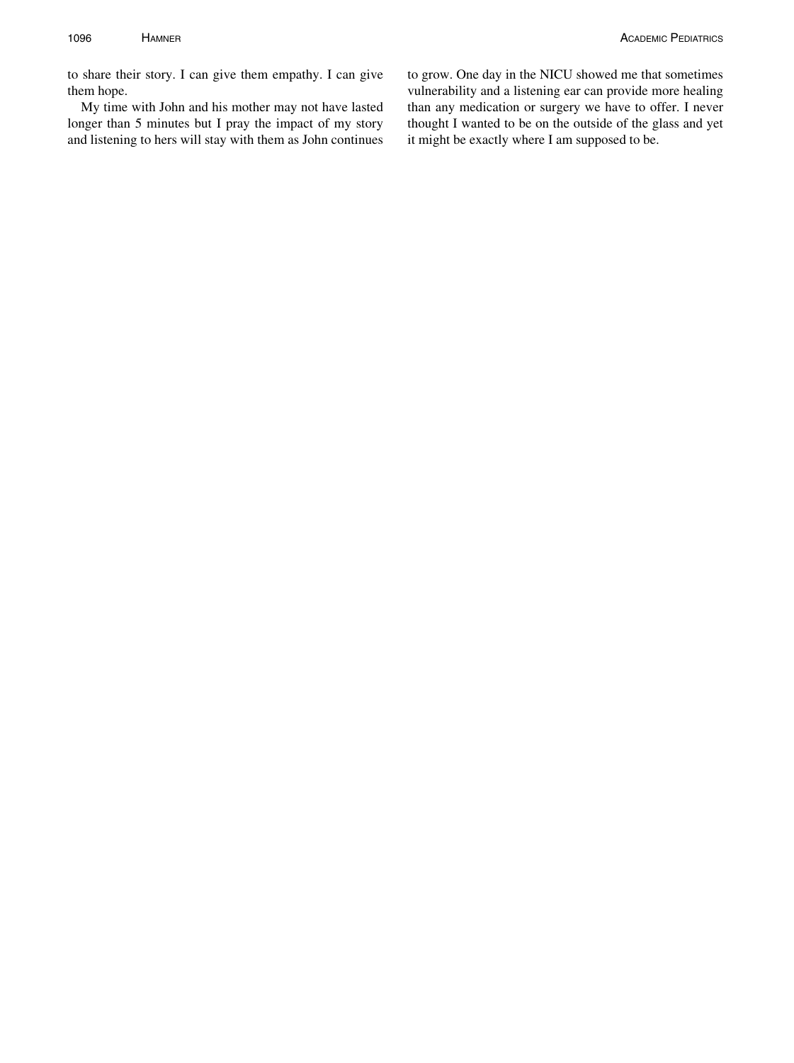to share their story. I can give them empathy. I can give them hope.

My time with John and his mother may not have lasted longer than 5 minutes but I pray the impact of my story and listening to hers will stay with them as John continues to grow. One day in the NICU showed me that sometimes vulnerability and a listening ear can provide more healing than any medication or surgery we have to offer. I never thought I wanted to be on the outside of the glass and yet it might be exactly where I am supposed to be.